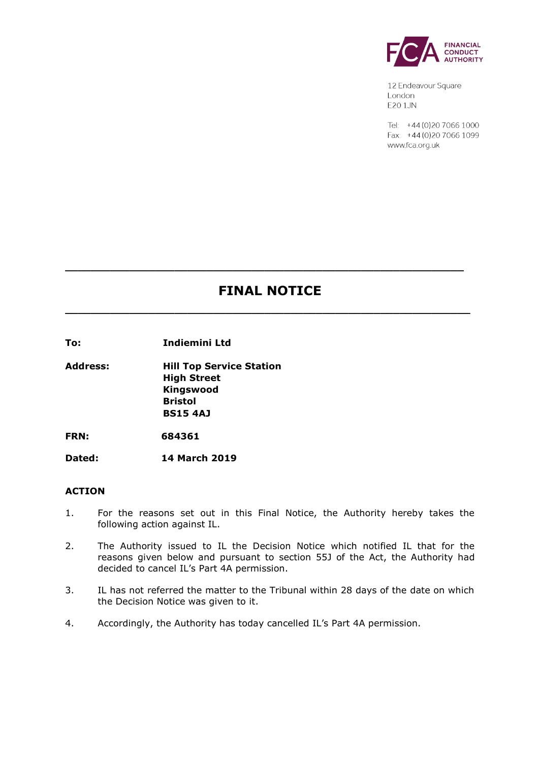FINANCIAL CONDUCT AUTHORITY

12 Endeavour Square
London
E20 1JN

Tel: +44 (0)20 7066 1000
Fax: +44 (0)20 7066 1099
www.fca.org.uk

# FINAL NOTICE

| | |
|---|---|
| **To:** | **Indiemini Ltd** |
| **Address:** | **Hill Top Service Station**<br>**High Street**<br>**Kingswood**<br>**Bristol**<br>**BS15 4AJ** |
| **FRN:** | **684361** |
| **Dated:** | **14 March 2019** |

## ACTION

1. For the reasons set out in this Final Notice, the Authority hereby takes the following action against IL.

2. The Authority issued to IL the Decision Notice which notified IL that for the reasons given below and pursuant to section 55J of the Act, the Authority had decided to cancel IL's Part 4A permission.

3. IL has not referred the matter to the Tribunal within 28 days of the date on which the Decision Notice was given to it.

4. Accordingly, the Authority has today cancelled IL's Part 4A permission.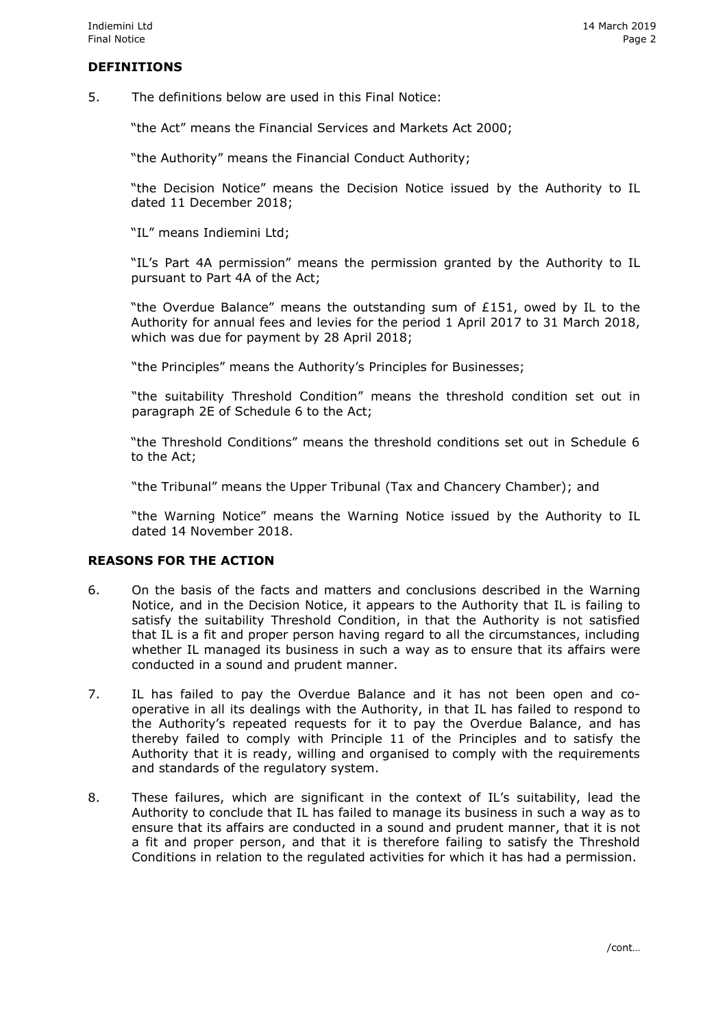## DEFINITIONS

5. The definitions below are used in this Final Notice:

   "the Act" means the Financial Services and Markets Act 2000;

   "the Authority" means the Financial Conduct Authority;

   "the Decision Notice" means the Decision Notice issued by the Authority to IL dated 11 December 2018;

   "IL" means Indiemini Ltd;

   "IL's Part 4A permission" means the permission granted by the Authority to IL pursuant to Part 4A of the Act;

   "the Overdue Balance" means the outstanding sum of £151, owed by IL to the Authority for annual fees and levies for the period 1 April 2017 to 31 March 2018, which was due for payment by 28 April 2018;

   "the Principles" means the Authority's Principles for Businesses;

   "the suitability Threshold Condition" means the threshold condition set out in paragraph 2E of Schedule 6 to the Act;

   "the Threshold Conditions" means the threshold conditions set out in Schedule 6 to the Act;

   "the Tribunal" means the Upper Tribunal (Tax and Chancery Chamber); and

   "the Warning Notice" means the Warning Notice issued by the Authority to IL dated 14 November 2018.

## REASONS FOR THE ACTION

6. On the basis of the facts and matters and conclusions described in the Warning Notice, and in the Decision Notice, it appears to the Authority that IL is failing to satisfy the suitability Threshold Condition, in that the Authority is not satisfied that IL is a fit and proper person having regard to all the circumstances, including whether IL managed its business in such a way as to ensure that its affairs were conducted in a sound and prudent manner.

7. IL has failed to pay the Overdue Balance and it has not been open and co-operative in all its dealings with the Authority, in that IL has failed to respond to the Authority's repeated requests for it to pay the Overdue Balance, and has thereby failed to comply with Principle 11 of the Principles and to satisfy the Authority that it is ready, willing and organised to comply with the requirements and standards of the regulatory system.

8. These failures, which are significant in the context of IL's suitability, lead the Authority to conclude that IL has failed to manage its business in such a way as to ensure that its affairs are conducted in a sound and prudent manner, that it is not a fit and proper person, and that it is therefore failing to satisfy the Threshold Conditions in relation to the regulated activities for which it has had a permission.

/cont…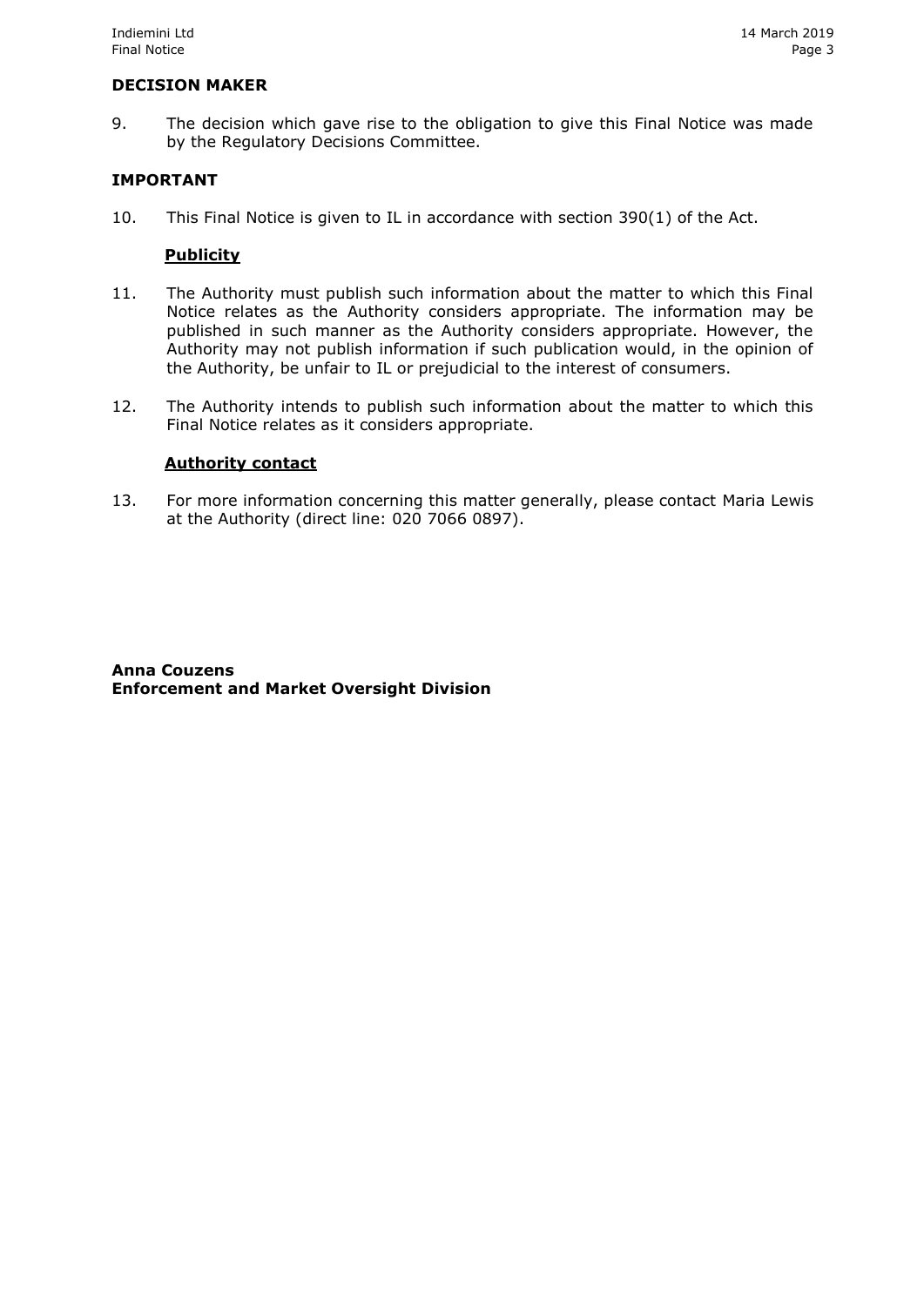## DECISION MAKER

9. The decision which gave rise to the obligation to give this Final Notice was made by the Regulatory Decisions Committee.

## IMPORTANT

10. This Final Notice is given to IL in accordance with section 390(1) of the Act.

### Publicity

11. The Authority must publish such information about the matter to which this Final Notice relates as the Authority considers appropriate. The information may be published in such manner as the Authority considers appropriate. However, the Authority may not publish information if such publication would, in the opinion of the Authority, be unfair to IL or prejudicial to the interest of consumers.

12. The Authority intends to publish such information about the matter to which this Final Notice relates as it considers appropriate.

### Authority contact

13. For more information concerning this matter generally, please contact Maria Lewis at the Authority (direct line: 020 7066 0897).

**Anna Couzens**
**Enforcement and Market Oversight Division**